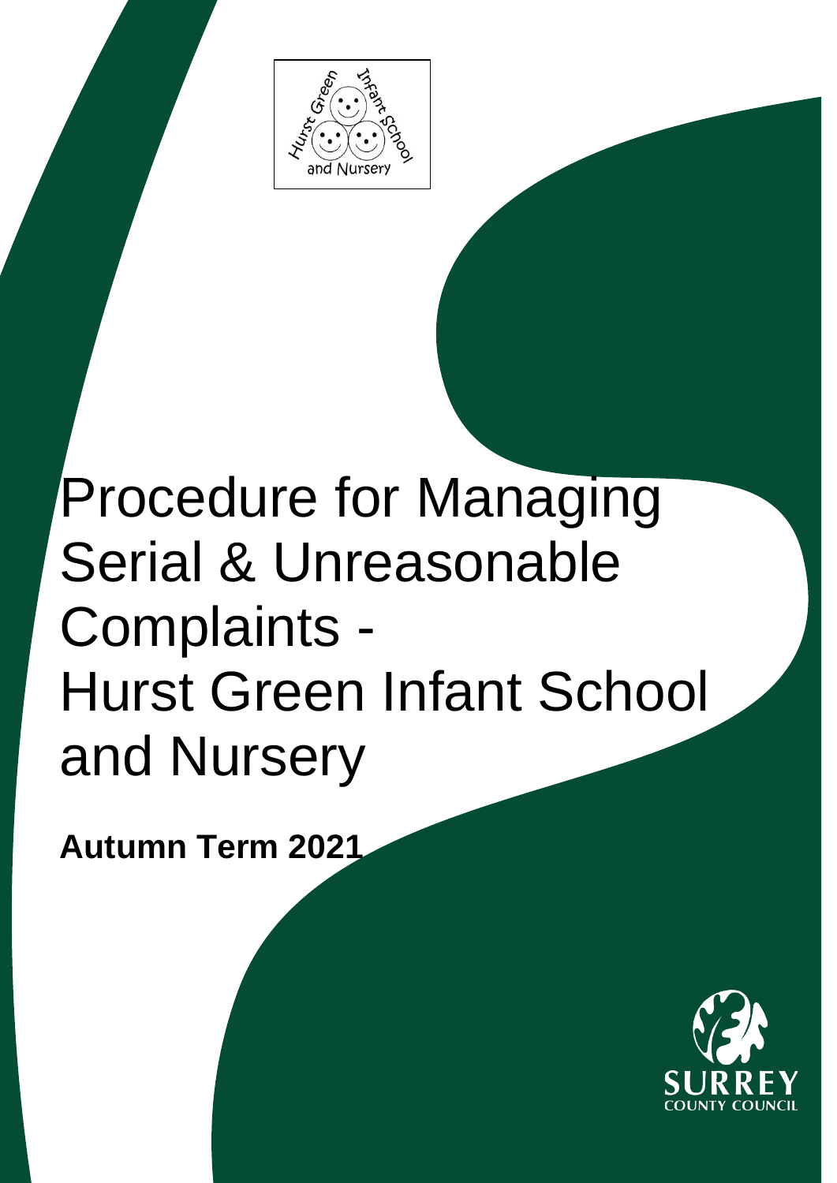# Procedure for Managing Serial & Unreasonable Complaints - Hurst Green Infant School and Nursery

**Autumn Term 2021**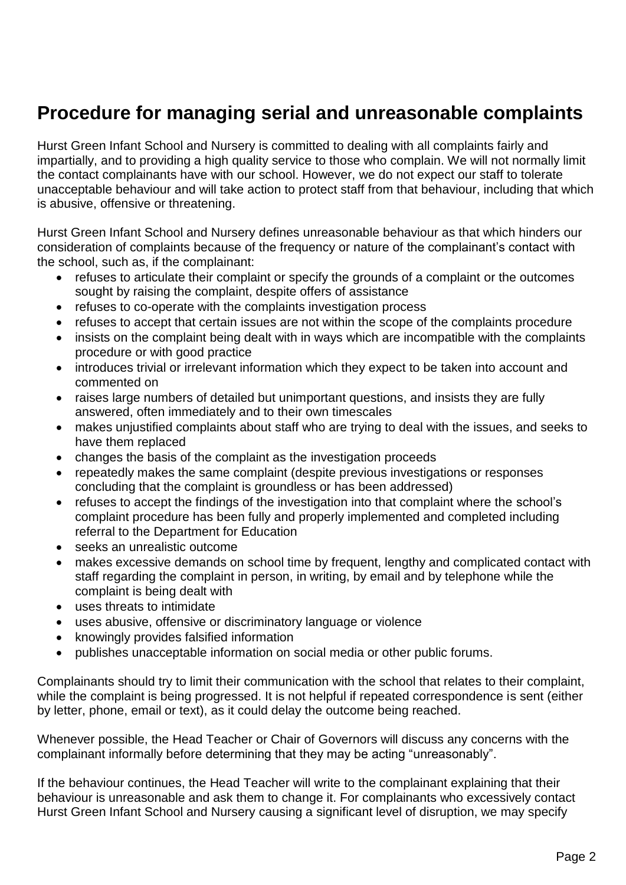## Procedure for managing serial and unreasonable complaints

Hurst Green Infant School and Nursery is committed to dealing with all complaints fairly and impartially, and to providing a high quality service to those who complain. We will not normally limit the contact complainants have with our school. However, we do not expect our staff to tolerate unacceptable behaviour and will take action to protect staff from that behaviour, including that which is abusive, offensive or threatening.

Hurst Green Infant School and Nursery defines unreasonable behaviour as that which hinders our consideration of complaints because of the frequency or nature of the complainant's contact with the school, such as, if the complainant:

- refuses to articulate their complaint or specify the grounds of a complaint or the outcomes sought by raising the complaint, despite offers of assistance
- refuses to co-operate with the complaints investigation process
- refuses to accept that certain issues are not within the scope of the complaints procedure
- insists on the complaint being dealt with in ways which are incompatible with the complaints procedure or with good practice
- introduces trivial or irrelevant information which they expect to be taken into account and commented on
- raises large numbers of detailed but unimportant questions, and insists they are fully answered, often immediately and to their own timescales
- makes unjustified complaints about staff who are trying to deal with the issues, and seeks to have them replaced
- changes the basis of the complaint as the investigation proceeds
- repeatedly makes the same complaint (despite previous investigations or responses concluding that the complaint is groundless or has been addressed)
- refuses to accept the findings of the investigation into that complaint where the school's complaint procedure has been fully and properly implemented and completed including referral to the Department for Education
- seeks an unrealistic outcome
- makes excessive demands on school time by frequent, lengthy and complicated contact with staff regarding the complaint in person, in writing, by email and by telephone while the complaint is being dealt with
- uses threats to intimidate
- uses abusive, offensive or discriminatory language or violence
- knowingly provides falsified information
- publishes unacceptable information on social media or other public forums.

Complainants should try to limit their communication with the school that relates to their complaint, while the complaint is being progressed. It is not helpful if repeated correspondence is sent (either by letter, phone, email or text), as it could delay the outcome being reached.

Whenever possible, the Head Teacher or Chair of Governors will discuss any concerns with the complainant informally before determining that they may be acting "unreasonably".

If the behaviour continues, the Head Teacher will write to the complainant explaining that their behaviour is unreasonable and ask them to change it. For complainants who excessively contact Hurst Green Infant School and Nursery causing a significant level of disruption, we may specify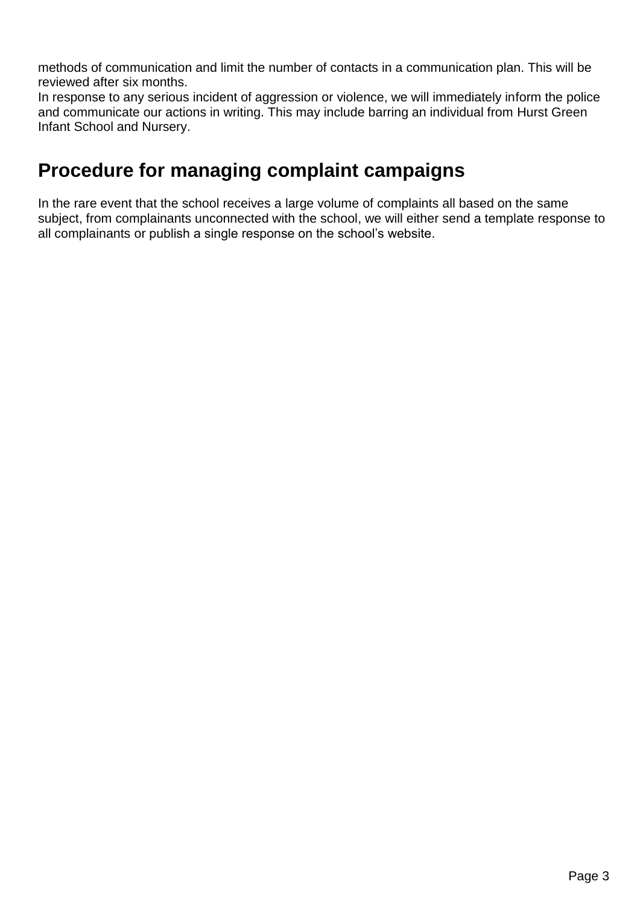methods of communication and limit the number of contacts in a communication plan. This will be reviewed after six months.
In response to any serious incident of aggression or violence, we will immediately inform the police and communicate our actions in writing. This may include barring an individual from Hurst Green Infant School and Nursery.

## Procedure for managing complaint campaigns

In the rare event that the school receives a large volume of complaints all based on the same subject, from complainants unconnected with the school, we will either send a template response to all complainants or publish a single response on the school's website.